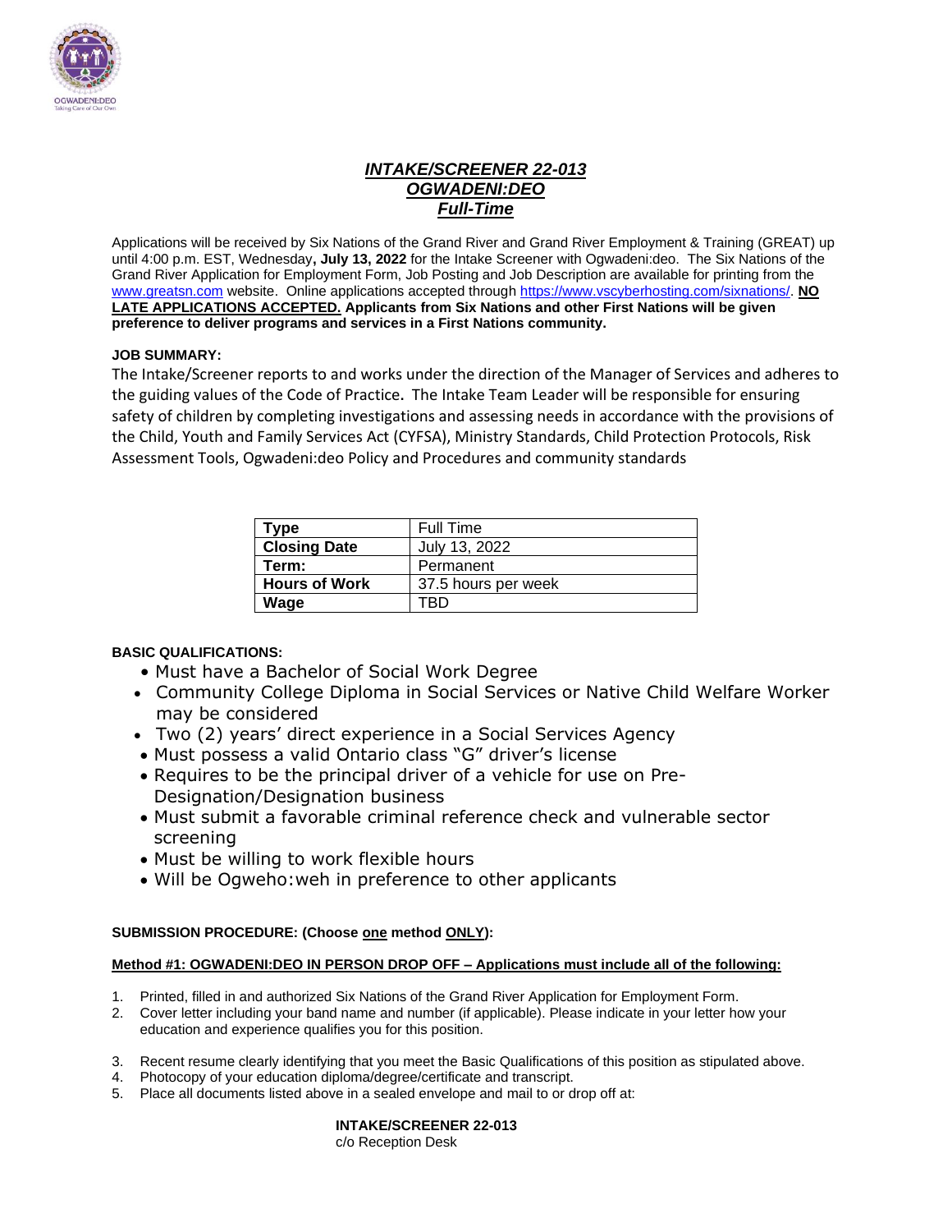# *INTAKE/SCREENER 22-013*
## *OGWADENI:DEO*
## *Full-Time*

Applications will be received by Six Nations of the Grand River and Grand River Employment & Training (GREAT) up until 4:00 p.m. EST, Wednesday**, July 13, 2022** for the Intake Screener with Ogwadeni:deo. The Six Nations of the Grand River Application for Employment Form, Job Posting and Job Description are available for printing from the www.greatsn.com website. Online applications accepted through https://www.vscyberhosting.com/sixnations/. **NO LATE APPLICATIONS ACCEPTED. Applicants from Six Nations and other First Nations will be given preference to deliver programs and services in a First Nations community.**

**JOB SUMMARY:**

The Intake/Screener reports to and works under the direction of the Manager of Services and adheres to the guiding values of the Code of Practice. The Intake Team Leader will be responsible for ensuring safety of children by completing investigations and assessing needs in accordance with the provisions of the Child, Youth and Family Services Act (CYFSA), Ministry Standards, Child Protection Protocols, Risk Assessment Tools, Ogwadeni:deo Policy and Procedures and community standards

| **Type** | Full Time |
|---|---|
| **Closing Date** | July 13, 2022 |
| **Term:** | Permanent |
| **Hours of Work** | 37.5 hours per week |
| **Wage** | TBD |

**BASIC QUALIFICATIONS:**

- Must have a Bachelor of Social Work Degree
- Community College Diploma in Social Services or Native Child Welfare Worker may be considered
- Two (2) years' direct experience in a Social Services Agency
- Must possess a valid Ontario class "G" driver's license
- Requires to be the principal driver of a vehicle for use on Pre-Designation/Designation business
- Must submit a favorable criminal reference check and vulnerable sector screening
- Must be willing to work flexible hours
- Will be Ogweho:weh in preference to other applicants

**SUBMISSION PROCEDURE: (Choose one method ONLY):**

**Method #1: OGWADENI:DEO IN PERSON DROP OFF – Applications must include all of the following:**

1. Printed, filled in and authorized Six Nations of the Grand River Application for Employment Form.
2. Cover letter including your band name and number (if applicable). Please indicate in your letter how your education and experience qualifies you for this position.
3. Recent resume clearly identifying that you meet the Basic Qualifications of this position as stipulated above.
4. Photocopy of your education diploma/degree/certificate and transcript.
5. Place all documents listed above in a sealed envelope and mail to or drop off at:

**INTAKE/SCREENER 22-013**
c/o Reception Desk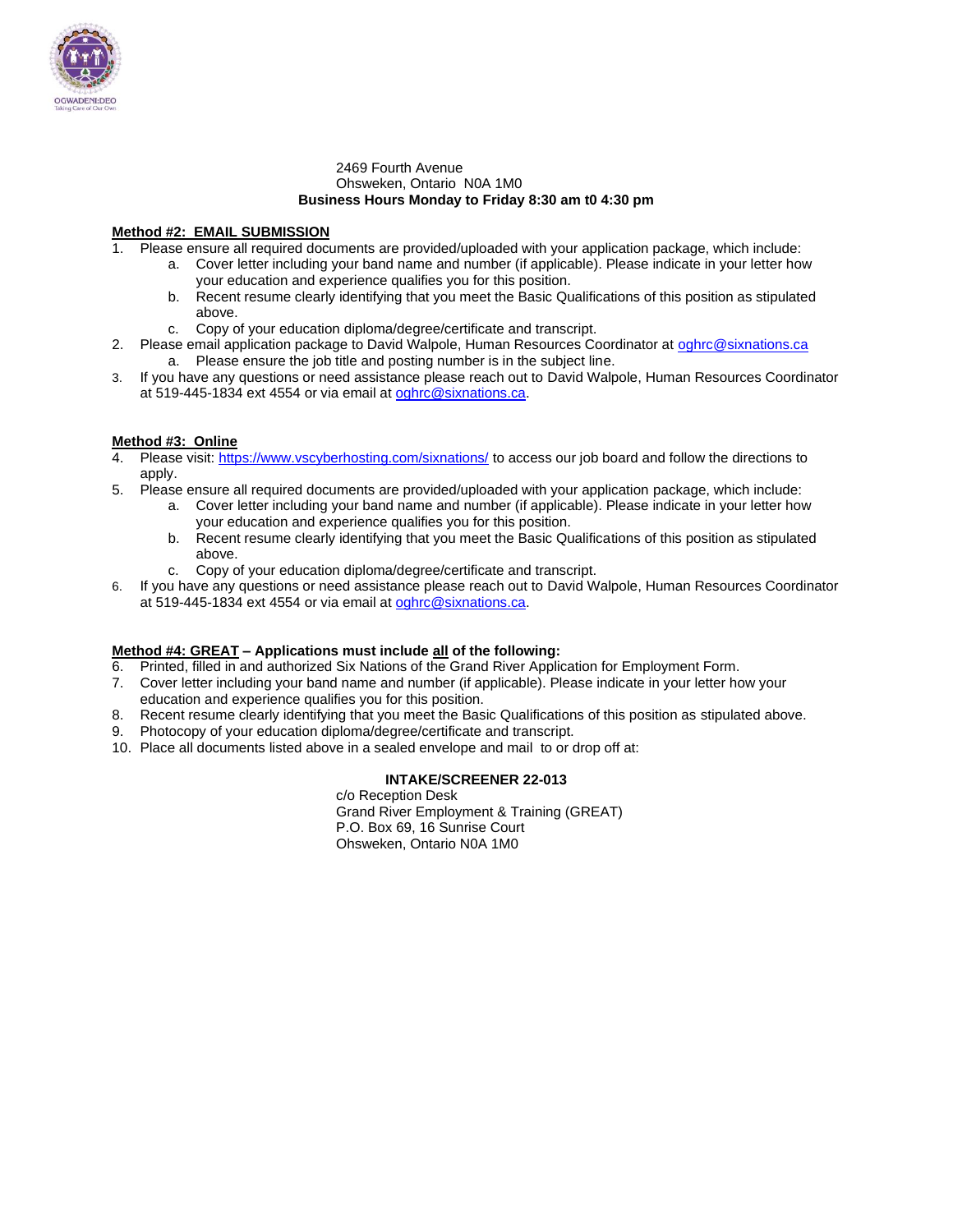2469 Fourth Avenue
Ohsweken, Ontario N0A 1M0
**Business Hours Monday to Friday 8:30 am t0 4:30 pm**

**Method #2: EMAIL SUBMISSION**

1. Please ensure all required documents are provided/uploaded with your application package, which include:
   a. Cover letter including your band name and number (if applicable). Please indicate in your letter how your education and experience qualifies you for this position.
   b. Recent resume clearly identifying that you meet the Basic Qualifications of this position as stipulated above.
   c. Copy of your education diploma/degree/certificate and transcript.
2. Please email application package to David Walpole, Human Resources Coordinator at oghrc@sixnations.ca
   a. Please ensure the job title and posting number is in the subject line.
3. If you have any questions or need assistance please reach out to David Walpole, Human Resources Coordinator at 519-445-1834 ext 4554 or via email at oghrc@sixnations.ca.

**Method #3: Online**

4. Please visit: https://www.vscyberhosting.com/sixnations/ to access our job board and follow the directions to apply.
5. Please ensure all required documents are provided/uploaded with your application package, which include:
   a. Cover letter including your band name and number (if applicable). Please indicate in your letter how your education and experience qualifies you for this position.
   b. Recent resume clearly identifying that you meet the Basic Qualifications of this position as stipulated above.
   c. Copy of your education diploma/degree/certificate and transcript.
6. If you have any questions or need assistance please reach out to David Walpole, Human Resources Coordinator at 519-445-1834 ext 4554 or via email at oghrc@sixnations.ca.

**Method #4: GREAT – Applications must include all of the following:**

6. Printed, filled in and authorized Six Nations of the Grand River Application for Employment Form.
7. Cover letter including your band name and number (if applicable). Please indicate in your letter how your education and experience qualifies you for this position.
8. Recent resume clearly identifying that you meet the Basic Qualifications of this position as stipulated above.
9. Photocopy of your education diploma/degree/certificate and transcript.
10. Place all documents listed above in a sealed envelope and mail to or drop off at:

**INTAKE/SCREENER 22-013**
c/o Reception Desk
Grand River Employment & Training (GREAT)
P.O. Box 69, 16 Sunrise Court
Ohsweken, Ontario N0A 1M0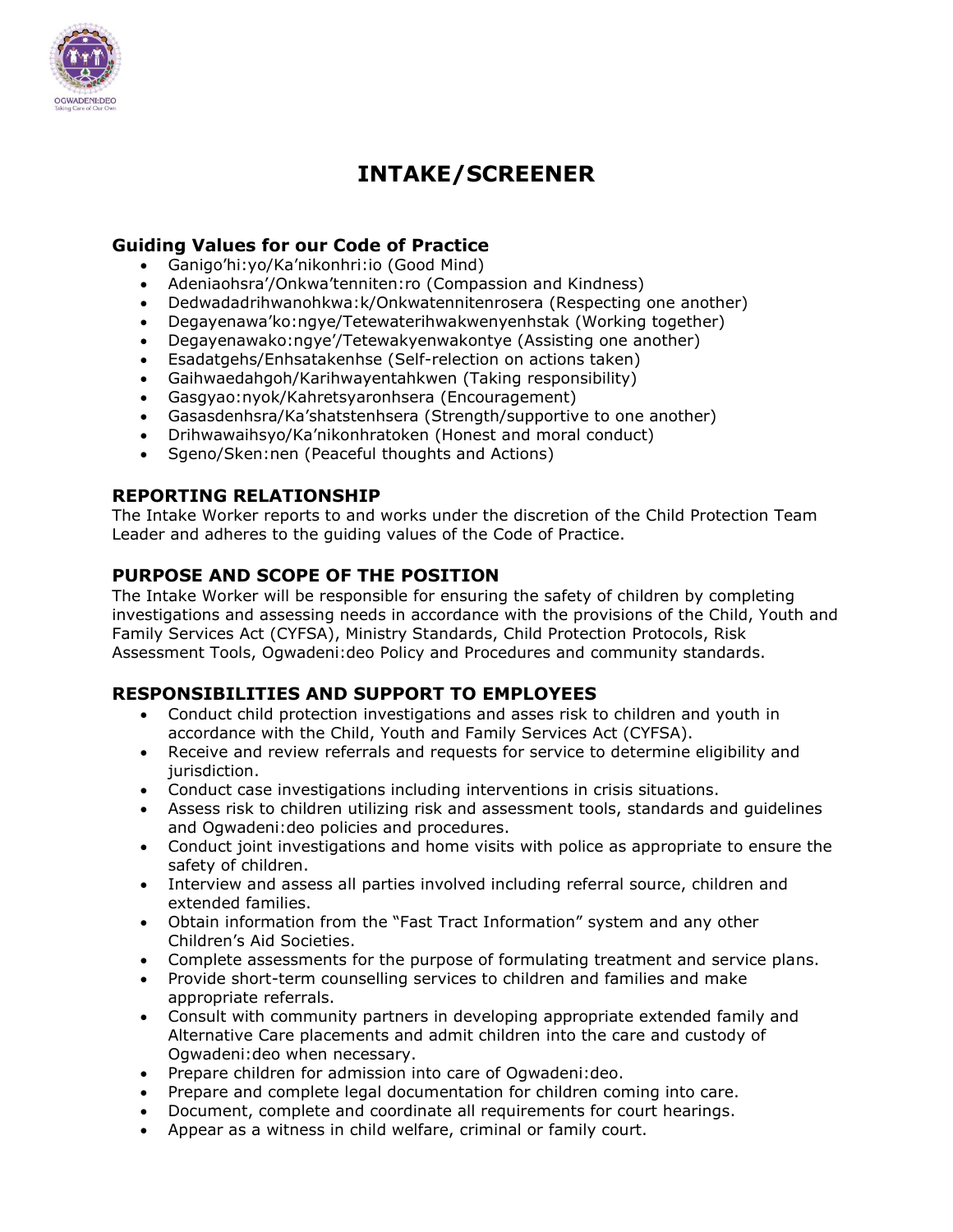# INTAKE/SCREENER

### Guiding Values for our Code of Practice

- Ganigo'hi:yo/Ka'nikonhri:io (Good Mind)
- Adeniaohsra'/Onkwa'tenniten:ro (Compassion and Kindness)
- Dedwadadrihwanohkwa:k/Onkwatennitenrosera (Respecting one another)
- Degayenawa'ko:ngye/Tetewaterihwakwenyenhstak (Working together)
- Degayenawako:ngye'/Tetewakyenwakontye (Assisting one another)
- Esadatgehs/Enhsatakenhse (Self-relection on actions taken)
- Gaihwaedahgoh/Karihwayentahkwen (Taking responsibility)
- Gasgyao:nyok/Kahretsyaronhsera (Encouragement)
- Gasasdenhsra/Ka'shatstenhsera (Strength/supportive to one another)
- Drihwawaihsyo/Ka'nikonhratoken (Honest and moral conduct)
- Sgeno/Sken:nen (Peaceful thoughts and Actions)

### REPORTING RELATIONSHIP

The Intake Worker reports to and works under the discretion of the Child Protection Team Leader and adheres to the guiding values of the Code of Practice.

### PURPOSE AND SCOPE OF THE POSITION

The Intake Worker will be responsible for ensuring the safety of children by completing investigations and assessing needs in accordance with the provisions of the Child, Youth and Family Services Act (CYFSA), Ministry Standards, Child Protection Protocols, Risk Assessment Tools, Ogwadeni:deo Policy and Procedures and community standards.

### RESPONSIBILITIES AND SUPPORT TO EMPLOYEES

- Conduct child protection investigations and asses risk to children and youth in accordance with the Child, Youth and Family Services Act (CYFSA).
- Receive and review referrals and requests for service to determine eligibility and jurisdiction.
- Conduct case investigations including interventions in crisis situations.
- Assess risk to children utilizing risk and assessment tools, standards and guidelines and Ogwadeni:deo policies and procedures.
- Conduct joint investigations and home visits with police as appropriate to ensure the safety of children.
- Interview and assess all parties involved including referral source, children and extended families.
- Obtain information from the "Fast Tract Information" system and any other Children's Aid Societies.
- Complete assessments for the purpose of formulating treatment and service plans.
- Provide short-term counselling services to children and families and make appropriate referrals.
- Consult with community partners in developing appropriate extended family and Alternative Care placements and admit children into the care and custody of Ogwadeni:deo when necessary.
- Prepare children for admission into care of Ogwadeni:deo.
- Prepare and complete legal documentation for children coming into care.
- Document, complete and coordinate all requirements for court hearings.
- Appear as a witness in child welfare, criminal or family court.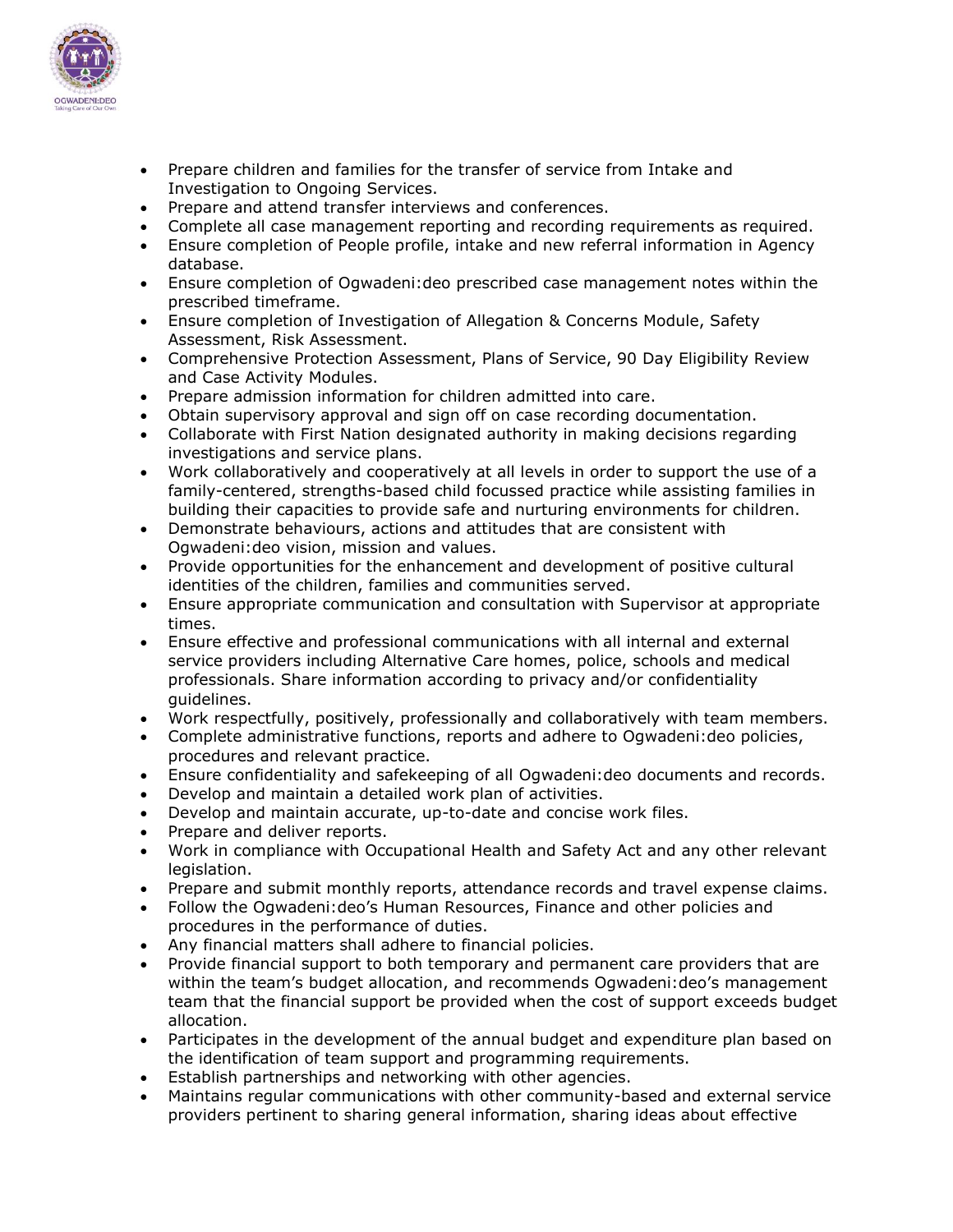- Prepare children and families for the transfer of service from Intake and Investigation to Ongoing Services.
- Prepare and attend transfer interviews and conferences.
- Complete all case management reporting and recording requirements as required.
- Ensure completion of People profile, intake and new referral information in Agency database.
- Ensure completion of Ogwadeni:deo prescribed case management notes within the prescribed timeframe.
- Ensure completion of Investigation of Allegation & Concerns Module, Safety Assessment, Risk Assessment.
- Comprehensive Protection Assessment, Plans of Service, 90 Day Eligibility Review and Case Activity Modules.
- Prepare admission information for children admitted into care.
- Obtain supervisory approval and sign off on case recording documentation.
- Collaborate with First Nation designated authority in making decisions regarding investigations and service plans.
- Work collaboratively and cooperatively at all levels in order to support the use of a family-centered, strengths-based child focussed practice while assisting families in building their capacities to provide safe and nurturing environments for children.
- Demonstrate behaviours, actions and attitudes that are consistent with Ogwadeni:deo vision, mission and values.
- Provide opportunities for the enhancement and development of positive cultural identities of the children, families and communities served.
- Ensure appropriate communication and consultation with Supervisor at appropriate times.
- Ensure effective and professional communications with all internal and external service providers including Alternative Care homes, police, schools and medical professionals. Share information according to privacy and/or confidentiality guidelines.
- Work respectfully, positively, professionally and collaboratively with team members.
- Complete administrative functions, reports and adhere to Ogwadeni:deo policies, procedures and relevant practice.
- Ensure confidentiality and safekeeping of all Ogwadeni:deo documents and records.
- Develop and maintain a detailed work plan of activities.
- Develop and maintain accurate, up-to-date and concise work files.
- Prepare and deliver reports.
- Work in compliance with Occupational Health and Safety Act and any other relevant legislation.
- Prepare and submit monthly reports, attendance records and travel expense claims.
- Follow the Ogwadeni:deo's Human Resources, Finance and other policies and procedures in the performance of duties.
- Any financial matters shall adhere to financial policies.
- Provide financial support to both temporary and permanent care providers that are within the team's budget allocation, and recommends Ogwadeni:deo's management team that the financial support be provided when the cost of support exceeds budget allocation.
- Participates in the development of the annual budget and expenditure plan based on the identification of team support and programming requirements.
- Establish partnerships and networking with other agencies.
- Maintains regular communications with other community-based and external service providers pertinent to sharing general information, sharing ideas about effective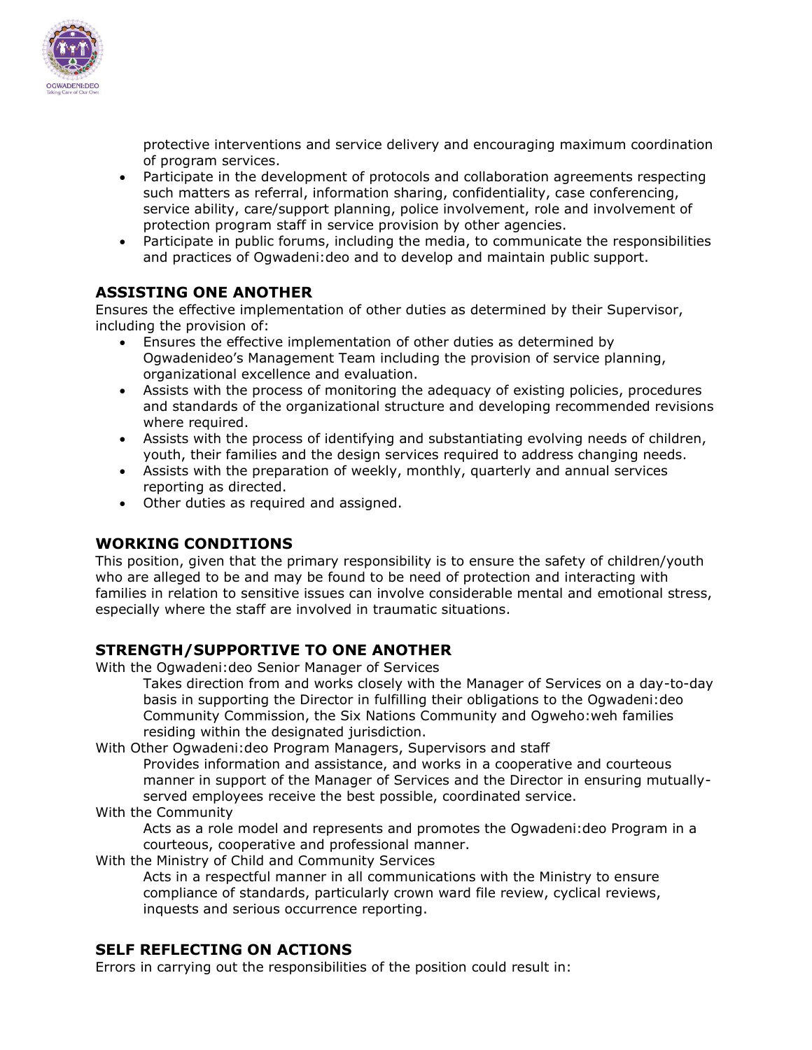protective interventions and service delivery and encouraging maximum coordination of program services.

- Participate in the development of protocols and collaboration agreements respecting such matters as referral, information sharing, confidentiality, case conferencing, service ability, care/support planning, police involvement, role and involvement of protection program staff in service provision by other agencies.
- Participate in public forums, including the media, to communicate the responsibilities and practices of Ogwadeni:deo and to develop and maintain public support.

## ASSISTING ONE ANOTHER

Ensures the effective implementation of other duties as determined by their Supervisor, including the provision of:

- Ensures the effective implementation of other duties as determined by Ogwadenideo's Management Team including the provision of service planning, organizational excellence and evaluation.
- Assists with the process of monitoring the adequacy of existing policies, procedures and standards of the organizational structure and developing recommended revisions where required.
- Assists with the process of identifying and substantiating evolving needs of children, youth, their families and the design services required to address changing needs.
- Assists with the preparation of weekly, monthly, quarterly and annual services reporting as directed.
- Other duties as required and assigned.

## WORKING CONDITIONS

This position, given that the primary responsibility is to ensure the safety of children/youth who are alleged to be and may be found to be need of protection and interacting with families in relation to sensitive issues can involve considerable mental and emotional stress, especially where the staff are involved in traumatic situations.

## STRENGTH/SUPPORTIVE TO ONE ANOTHER

With the Ogwadeni:deo Senior Manager of Services

> Takes direction from and works closely with the Manager of Services on a day-to-day basis in supporting the Director in fulfilling their obligations to the Ogwadeni:deo Community Commission, the Six Nations Community and Ogweho:weh families residing within the designated jurisdiction.

With Other Ogwadeni:deo Program Managers, Supervisors and staff

> Provides information and assistance, and works in a cooperative and courteous manner in support of the Manager of Services and the Director in ensuring mutually-served employees receive the best possible, coordinated service.

With the Community

> Acts as a role model and represents and promotes the Ogwadeni:deo Program in a courteous, cooperative and professional manner.

With the Ministry of Child and Community Services

> Acts in a respectful manner in all communications with the Ministry to ensure compliance of standards, particularly crown ward file review, cyclical reviews, inquests and serious occurrence reporting.

## SELF REFLECTING ON ACTIONS

Errors in carrying out the responsibilities of the position could result in: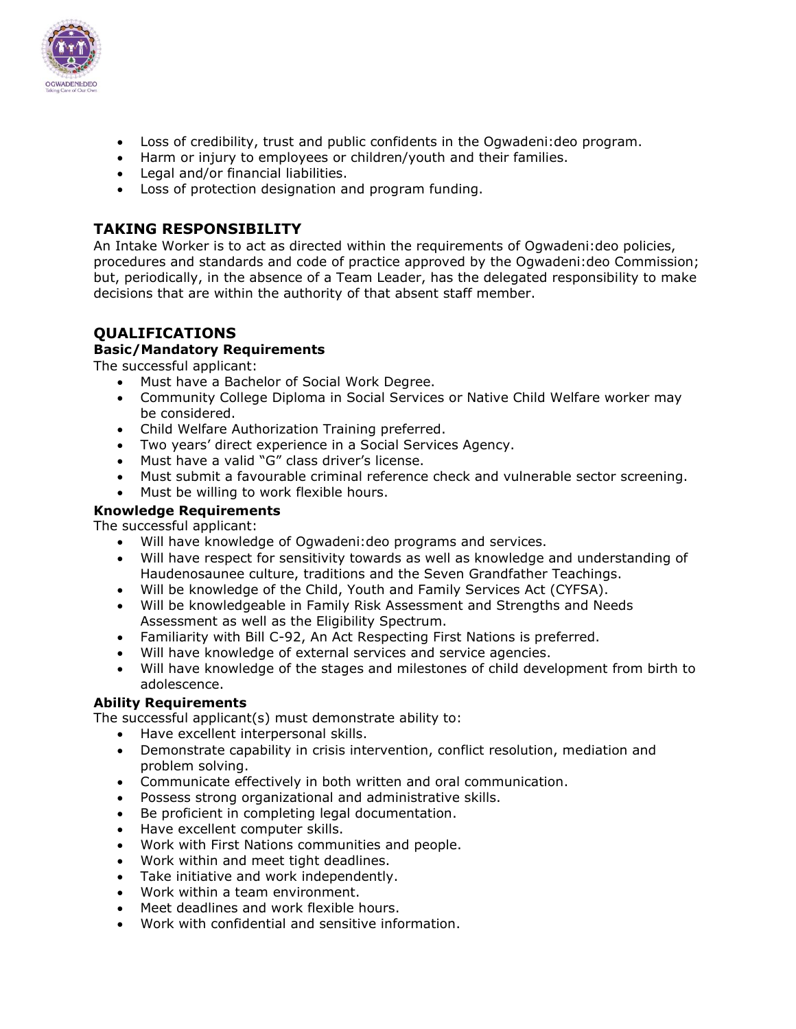- Loss of credibility, trust and public confidents in the Ogwadeni:deo program.
- Harm or injury to employees or children/youth and their families.
- Legal and/or financial liabilities.
- Loss of protection designation and program funding.

## TAKING RESPONSIBILITY

An Intake Worker is to act as directed within the requirements of Ogwadeni:deo policies, procedures and standards and code of practice approved by the Ogwadeni:deo Commission; but, periodically, in the absence of a Team Leader, has the delegated responsibility to make decisions that are within the authority of that absent staff member.

## QUALIFICATIONS

### Basic/Mandatory Requirements

The successful applicant:

- Must have a Bachelor of Social Work Degree.
- Community College Diploma in Social Services or Native Child Welfare worker may be considered.
- Child Welfare Authorization Training preferred.
- Two years' direct experience in a Social Services Agency.
- Must have a valid "G" class driver's license.
- Must submit a favourable criminal reference check and vulnerable sector screening.
- Must be willing to work flexible hours.

### Knowledge Requirements

The successful applicant:

- Will have knowledge of Ogwadeni:deo programs and services.
- Will have respect for sensitivity towards as well as knowledge and understanding of Haudenosaunee culture, traditions and the Seven Grandfather Teachings.
- Will be knowledge of the Child, Youth and Family Services Act (CYFSA).
- Will be knowledgeable in Family Risk Assessment and Strengths and Needs Assessment as well as the Eligibility Spectrum.
- Familiarity with Bill C-92, An Act Respecting First Nations is preferred.
- Will have knowledge of external services and service agencies.
- Will have knowledge of the stages and milestones of child development from birth to adolescence.

### Ability Requirements

The successful applicant(s) must demonstrate ability to:

- Have excellent interpersonal skills.
- Demonstrate capability in crisis intervention, conflict resolution, mediation and problem solving.
- Communicate effectively in both written and oral communication.
- Possess strong organizational and administrative skills.
- Be proficient in completing legal documentation.
- Have excellent computer skills.
- Work with First Nations communities and people.
- Work within and meet tight deadlines.
- Take initiative and work independently.
- Work within a team environment.
- Meet deadlines and work flexible hours.
- Work with confidential and sensitive information.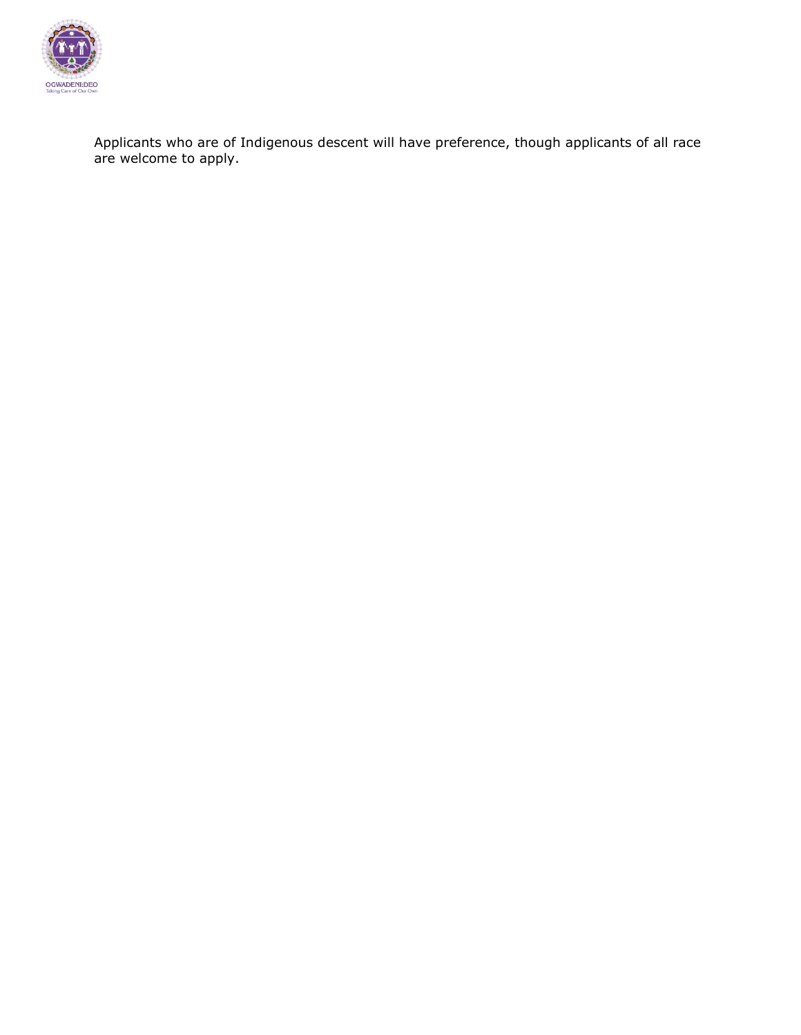Applicants who are of Indigenous descent will have preference, though applicants of all race are welcome to apply.